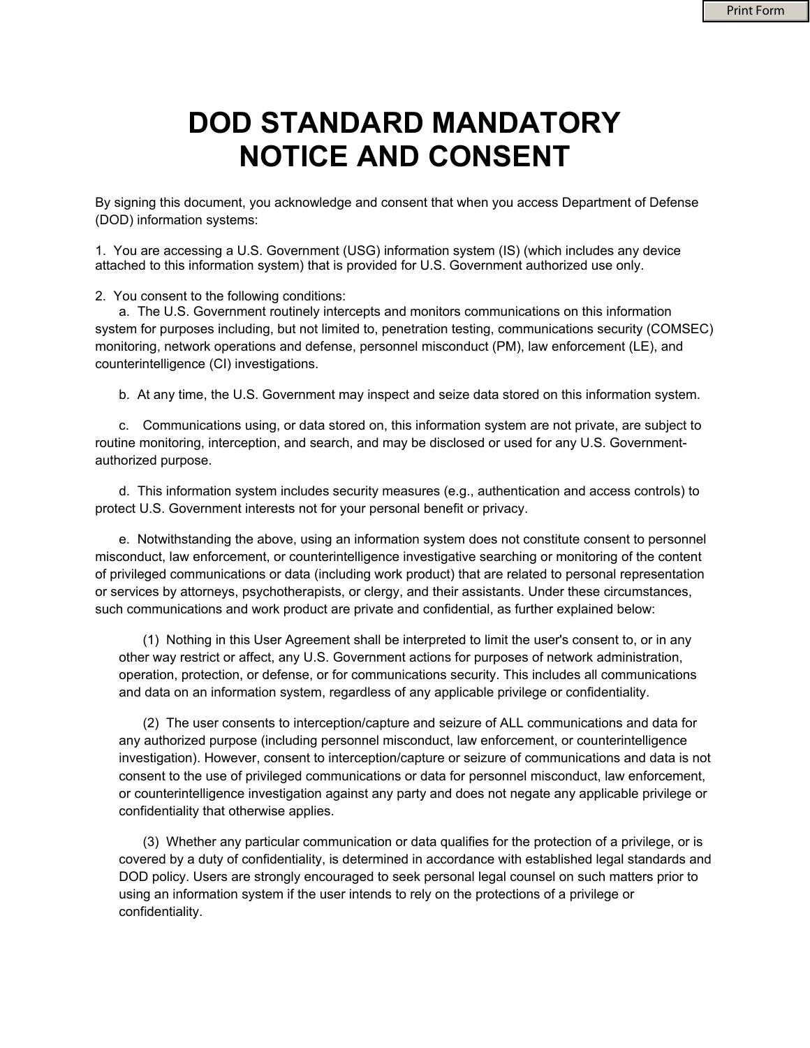# DOD STANDARD MANDATORY NOTICE AND CONSENT

By signing this document, you acknowledge and consent that when you access Department of Defense (DOD) information systems:

1. You are accessing a U.S. Government (USG) information system (IS) (which includes any device attached to this information system) that is provided for U.S. Government authorized use only.

2. You consent to the following conditions:

   a. The U.S. Government routinely intercepts and monitors communications on this information system for purposes including, but not limited to, penetration testing, communications security (COMSEC) monitoring, network operations and defense, personnel misconduct (PM), law enforcement (LE), and counterintelligence (CI) investigations.

   b. At any time, the U.S. Government may inspect and seize data stored on this information system.

   c. Communications using, or data stored on, this information system are not private, are subject to routine monitoring, interception, and search, and may be disclosed or used for any U.S. Government-authorized purpose.

   d. This information system includes security measures (e.g., authentication and access controls) to protect U.S. Government interests not for your personal benefit or privacy.

   e. Notwithstanding the above, using an information system does not constitute consent to personnel misconduct, law enforcement, or counterintelligence investigative searching or monitoring of the content of privileged communications or data (including work product) that are related to personal representation or services by attorneys, psychotherapists, or clergy, and their assistants. Under these circumstances, such communications and work product are private and confidential, as further explained below:

      (1) Nothing in this User Agreement shall be interpreted to limit the user's consent to, or in any other way restrict or affect, any U.S. Government actions for purposes of network administration, operation, protection, or defense, or for communications security. This includes all communications and data on an information system, regardless of any applicable privilege or confidentiality.

      (2) The user consents to interception/capture and seizure of ALL communications and data for any authorized purpose (including personnel misconduct, law enforcement, or counterintelligence investigation). However, consent to interception/capture or seizure of communications and data is not consent to the use of privileged communications or data for personnel misconduct, law enforcement, or counterintelligence investigation against any party and does not negate any applicable privilege or confidentiality that otherwise applies.

      (3) Whether any particular communication or data qualifies for the protection of a privilege, or is covered by a duty of confidentiality, is determined in accordance with established legal standards and DOD policy. Users are strongly encouraged to seek personal legal counsel on such matters prior to using an information system if the user intends to rely on the protections of a privilege or confidentiality.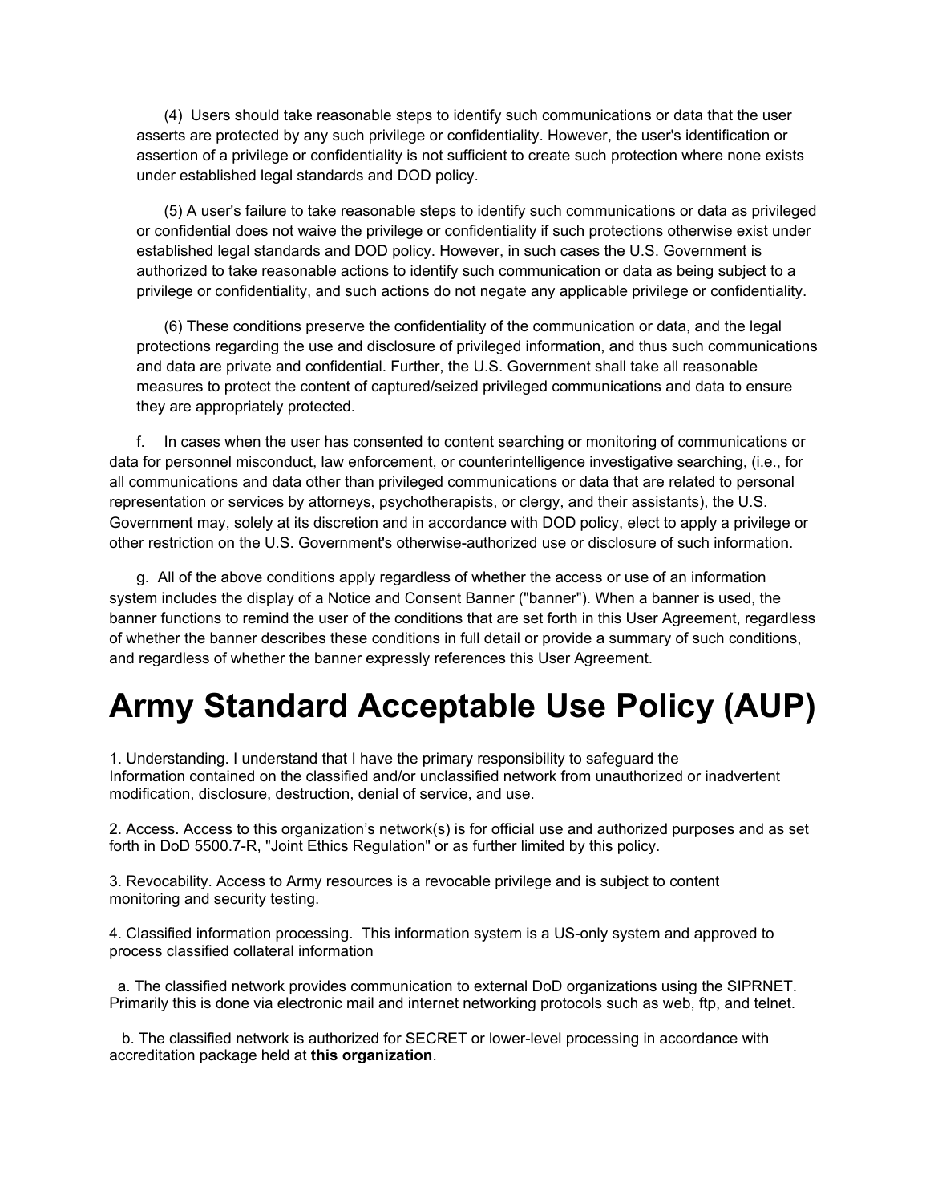(4) Users should take reasonable steps to identify such communications or data that the user asserts are protected by any such privilege or confidentiality. However, the user's identification or assertion of a privilege or confidentiality is not sufficient to create such protection where none exists under established legal standards and DOD policy.

(5) A user's failure to take reasonable steps to identify such communications or data as privileged or confidential does not waive the privilege or confidentiality if such protections otherwise exist under established legal standards and DOD policy. However, in such cases the U.S. Government is authorized to take reasonable actions to identify such communication or data as being subject to a privilege or confidentiality, and such actions do not negate any applicable privilege or confidentiality.

(6) These conditions preserve the confidentiality of the communication or data, and the legal protections regarding the use and disclosure of privileged information, and thus such communications and data are private and confidential. Further, the U.S. Government shall take all reasonable measures to protect the content of captured/seized privileged communications and data to ensure they are appropriately protected.

f. In cases when the user has consented to content searching or monitoring of communications or data for personnel misconduct, law enforcement, or counterintelligence investigative searching, (i.e., for all communications and data other than privileged communications or data that are related to personal representation or services by attorneys, psychotherapists, or clergy, and their assistants), the U.S. Government may, solely at its discretion and in accordance with DOD policy, elect to apply a privilege or other restriction on the U.S. Government's otherwise-authorized use or disclosure of such information.

g. All of the above conditions apply regardless of whether the access or use of an information system includes the display of a Notice and Consent Banner ("banner"). When a banner is used, the banner functions to remind the user of the conditions that are set forth in this User Agreement, regardless of whether the banner describes these conditions in full detail or provide a summary of such conditions, and regardless of whether the banner expressly references this User Agreement.

# Army Standard Acceptable Use Policy (AUP)

1. Understanding. I understand that I have the primary responsibility to safeguard the Information contained on the classified and/or unclassified network from unauthorized or inadvertent modification, disclosure, destruction, denial of service, and use.

2. Access. Access to this organization's network(s) is for official use and authorized purposes and as set forth in DoD 5500.7-R, "Joint Ethics Regulation" or as further limited by this policy.

3. Revocability. Access to Army resources is a revocable privilege and is subject to content monitoring and security testing.

4. Classified information processing. This information system is a US-only system and approved to process classified collateral information

a. The classified network provides communication to external DoD organizations using the SIPRNET. Primarily this is done via electronic mail and internet networking protocols such as web, ftp, and telnet.

b. The classified network is authorized for SECRET or lower-level processing in accordance with accreditation package held at **this organization**.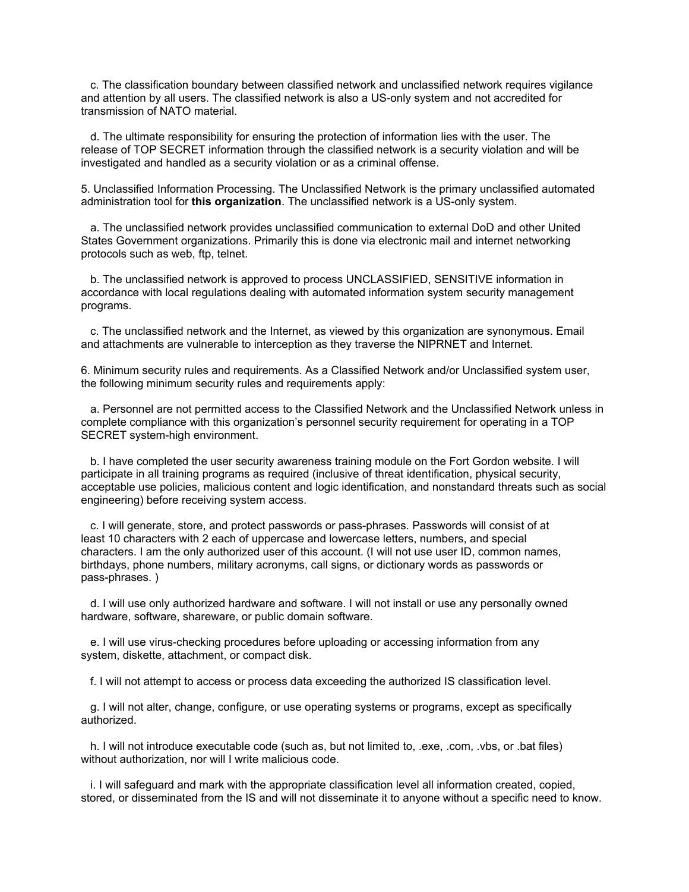c. The classification boundary between classified network and unclassified network requires vigilance and attention by all users. The classified network is also a US-only system and not accredited for transmission of NATO material.

d. The ultimate responsibility for ensuring the protection of information lies with the user. The release of TOP SECRET information through the classified network is a security violation and will be investigated and handled as a security violation or as a criminal offense.

5. Unclassified Information Processing. The Unclassified Network is the primary unclassified automated administration tool for **this organization**. The unclassified network is a US-only system.

a. The unclassified network provides unclassified communication to external DoD and other United States Government organizations. Primarily this is done via electronic mail and internet networking protocols such as web, ftp, telnet.

b. The unclassified network is approved to process UNCLASSIFIED, SENSITIVE information in accordance with local regulations dealing with automated information system security management programs.

c. The unclassified network and the Internet, as viewed by this organization are synonymous. Email and attachments are vulnerable to interception as they traverse the NIPRNET and Internet.

6. Minimum security rules and requirements. As a Classified Network and/or Unclassified system user, the following minimum security rules and requirements apply:

a. Personnel are not permitted access to the Classified Network and the Unclassified Network unless in complete compliance with this organization's personnel security requirement for operating in a TOP SECRET system-high environment.

b. I have completed the user security awareness training module on the Fort Gordon website. I will participate in all training programs as required (inclusive of threat identification, physical security, acceptable use policies, malicious content and logic identification, and nonstandard threats such as social engineering) before receiving system access.

c. I will generate, store, and protect passwords or pass-phrases. Passwords will consist of at least 10 characters with 2 each of uppercase and lowercase letters, numbers, and special characters. I am the only authorized user of this account. (I will not use user ID, common names, birthdays, phone numbers, military acronyms, call signs, or dictionary words as passwords or pass-phrases. )

d. I will use only authorized hardware and software. I will not install or use any personally owned hardware, software, shareware, or public domain software.

e. I will use virus-checking procedures before uploading or accessing information from any system, diskette, attachment, or compact disk.

f. I will not attempt to access or process data exceeding the authorized IS classification level.

g. I will not alter, change, configure, or use operating systems or programs, except as specifically authorized.

h. I will not introduce executable code (such as, but not limited to, .exe, .com, .vbs, or .bat files) without authorization, nor will I write malicious code.

i. I will safeguard and mark with the appropriate classification level all information created, copied, stored, or disseminated from the IS and will not disseminate it to anyone without a specific need to know.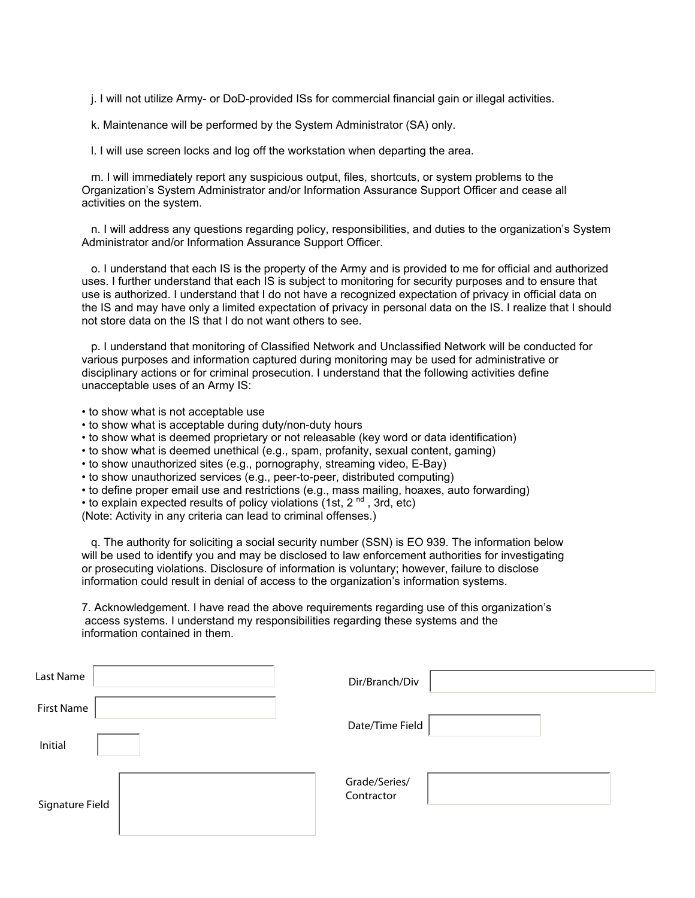j. I will not utilize Army- or DoD-provided ISs for commercial financial gain or illegal activities.

k. Maintenance will be performed by the System Administrator (SA) only.

l. I will use screen locks and log off the workstation when departing the area.

m. I will immediately report any suspicious output, files, shortcuts, or system problems to the Organization's System Administrator and/or Information Assurance Support Officer and cease all activities on the system.

n. I will address any questions regarding policy, responsibilities, and duties to the organization's System Administrator and/or Information Assurance Support Officer.

o. I understand that each IS is the property of the Army and is provided to me for official and authorized uses. I further understand that each IS is subject to monitoring for security purposes and to ensure that use is authorized. I understand that I do not have a recognized expectation of privacy in official data on the IS and may have only a limited expectation of privacy in personal data on the IS. I realize that I should not store data on the IS that I do not want others to see.

p. I understand that monitoring of Classified Network and Unclassified Network will be conducted for various purposes and information captured during monitoring may be used for administrative or disciplinary actions or for criminal prosecution. I understand that the following activities define unacceptable uses of an Army IS:

- to show what is not acceptable use
- to show what is acceptable during duty/non-duty hours
- to show what is deemed proprietary or not releasable (key word or data identification)
- to show what is deemed unethical (e.g., spam, profanity, sexual content, gaming)
- to show unauthorized sites (e.g., pornography, streaming video, E-Bay)
- to show unauthorized services (e.g., peer-to-peer, distributed computing)
- to define proper email use and restrictions (e.g., mass mailing, hoaxes, auto forwarding)
- to explain expected results of policy violations (1st, 2nd, 3rd, etc)

(Note: Activity in any criteria can lead to criminal offenses.)

q. The authority for soliciting a social security number (SSN) is EO 939. The information below will be used to identify you and may be disclosed to law enforcement authorities for investigating or prosecuting violations. Disclosure of information is voluntary; however, failure to disclose information could result in denial of access to the organization's information systems.

7. Acknowledgement. I have read the above requirements regarding use of this organization's access systems. I understand my responsibilities regarding these systems and the information contained in them.

Last Name

First Name

Initial

Signature Field

Dir/Branch/Div

Date/Time Field

Grade/Series/ Contractor